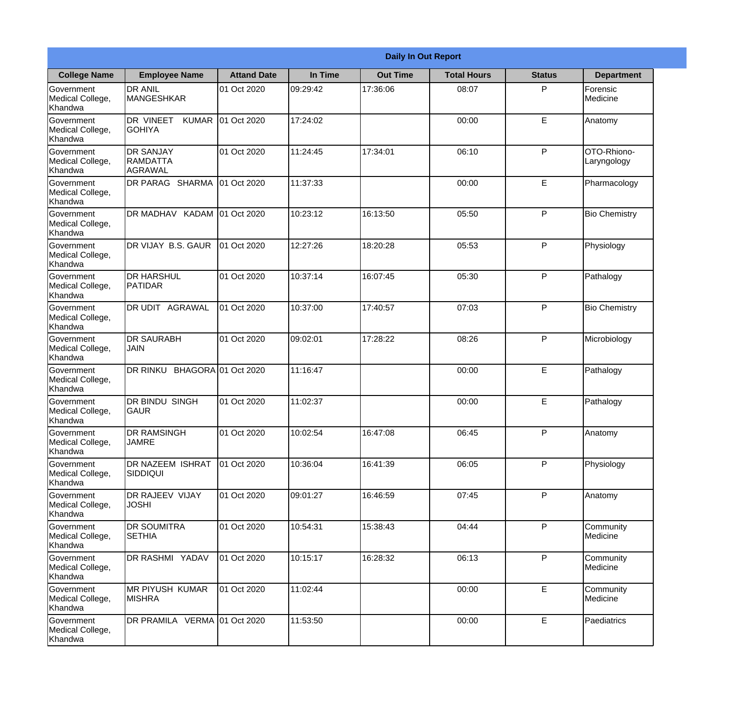| Daily In Out Report | | | | | | | |
|---|---|---|---|---|---|---|---|
| **College Name** | **Employee Name** | **Attand Date** | **In Time** | **Out Time** | **Total Hours** | **Status** | **Department** |
| Government Medical College, Khandwa | DR ANIL MANGESHKAR | 01 Oct 2020 | 09:29:42 | 17:36:06 | 08:07 | P | Forensic Medicine |
| Government Medical College, Khandwa | DR VINEET KUMAR GOHIYA | 01 Oct 2020 | 17:24:02 | | 00:00 | E | Anatomy |
| Government Medical College, Khandwa | DR SANJAY RAMDATTA AGRAWAL | 01 Oct 2020 | 11:24:45 | 17:34:01 | 06:10 | P | OTO-Rhiono-Laryngology |
| Government Medical College, Khandwa | DR PARAG SHARMA | 01 Oct 2020 | 11:37:33 | | 00:00 | E | Pharmacology |
| Government Medical College, Khandwa | DR MADHAV KADAM | 01 Oct 2020 | 10:23:12 | 16:13:50 | 05:50 | P | Bio Chemistry |
| Government Medical College, Khandwa | DR VIJAY B.S. GAUR | 01 Oct 2020 | 12:27:26 | 18:20:28 | 05:53 | P | Physiology |
| Government Medical College, Khandwa | DR HARSHUL PATIDAR | 01 Oct 2020 | 10:37:14 | 16:07:45 | 05:30 | P | Pathalogy |
| Government Medical College, Khandwa | DR UDIT AGRAWAL | 01 Oct 2020 | 10:37:00 | 17:40:57 | 07:03 | P | Bio Chemistry |
| Government Medical College, Khandwa | DR SAURABH JAIN | 01 Oct 2020 | 09:02:01 | 17:28:22 | 08:26 | P | Microbiology |
| Government Medical College, Khandwa | DR RINKU BHAGORA | 01 Oct 2020 | 11:16:47 | | 00:00 | E | Pathalogy |
| Government Medical College, Khandwa | DR BINDU SINGH GAUR | 01 Oct 2020 | 11:02:37 | | 00:00 | E | Pathalogy |
| Government Medical College, Khandwa | DR RAMSINGH JAMRE | 01 Oct 2020 | 10:02:54 | 16:47:08 | 06:45 | P | Anatomy |
| Government Medical College, Khandwa | DR NAZEEM ISHRAT SIDDIQUI | 01 Oct 2020 | 10:36:04 | 16:41:39 | 06:05 | P | Physiology |
| Government Medical College, Khandwa | DR RAJEEV VIJAY JOSHI | 01 Oct 2020 | 09:01:27 | 16:46:59 | 07:45 | P | Anatomy |
| Government Medical College, Khandwa | DR SOUMITRA SETHIA | 01 Oct 2020 | 10:54:31 | 15:38:43 | 04:44 | P | Community Medicine |
| Government Medical College, Khandwa | DR RASHMI YADAV | 01 Oct 2020 | 10:15:17 | 16:28:32 | 06:13 | P | Community Medicine |
| Government Medical College, Khandwa | MR PIYUSH KUMAR MISHRA | 01 Oct 2020 | 11:02:44 | | 00:00 | E | Community Medicine |
| Government Medical College, Khandwa | DR PRAMILA VERMA | 01 Oct 2020 | 11:53:50 | | 00:00 | E | Paediatrics |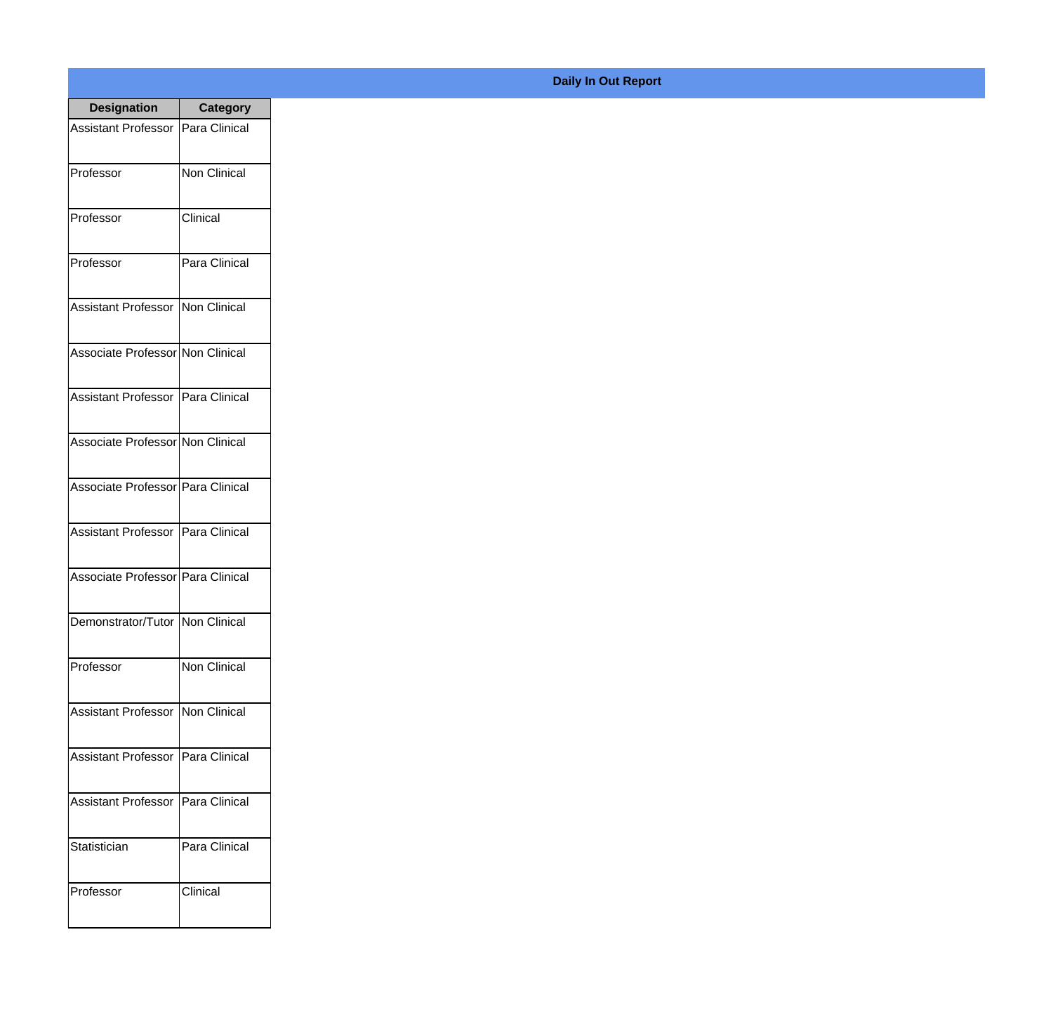**Daily In Out Report**

| Designation | Category |
| --- | --- |
| Assistant Professor | Para Clinical |
| Professor | Non Clinical |
| Professor | Clinical |
| Professor | Para Clinical |
| Assistant Professor | Non Clinical |
| Associate Professor | Non Clinical |
| Assistant Professor | Para Clinical |
| Associate Professor | Non Clinical |
| Associate Professor | Para Clinical |
| Assistant Professor | Para Clinical |
| Associate Professor | Para Clinical |
| Demonstrator/Tutor | Non Clinical |
| Professor | Non Clinical |
| Assistant Professor | Non Clinical |
| Assistant Professor | Para Clinical |
| Assistant Professor | Para Clinical |
| Statistician | Para Clinical |
| Professor | Clinical |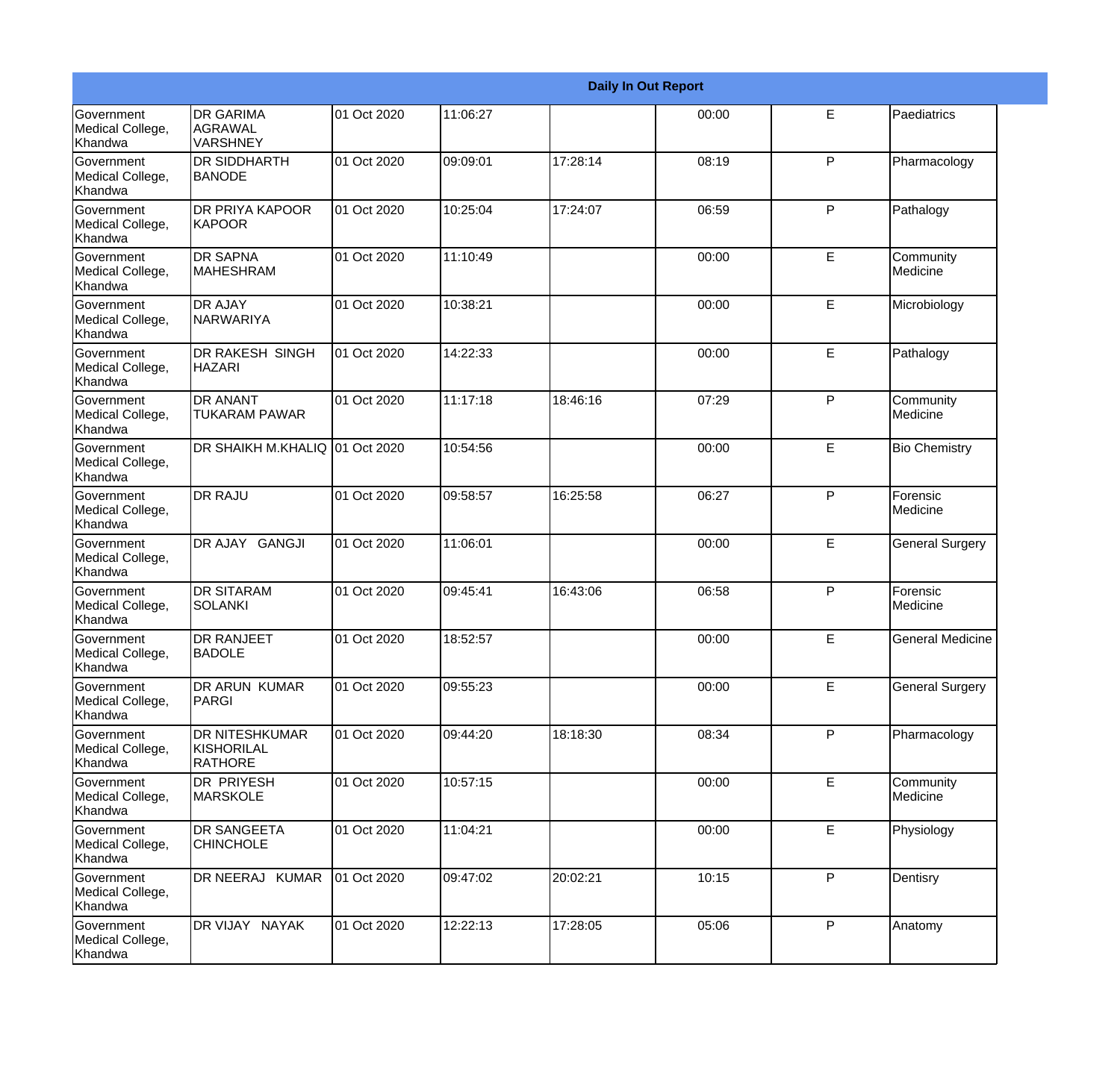| Daily In Out Report | | | | | | | |
|---|---|---|---|---|---|---|---|
| Government Medical College, Khandwa | DR GARIMA AGRAWAL VARSHNEY | 01 Oct 2020 | 11:06:27 | | 00:00 | E | Paediatrics |
| Government Medical College, Khandwa | DR SIDDHARTH BANODE | 01 Oct 2020 | 09:09:01 | 17:28:14 | 08:19 | P | Pharmacology |
| Government Medical College, Khandwa | DR PRIYA KAPOOR KAPOOR | 01 Oct 2020 | 10:25:04 | 17:24:07 | 06:59 | P | Pathalogy |
| Government Medical College, Khandwa | DR SAPNA MAHESHRAM | 01 Oct 2020 | 11:10:49 | | 00:00 | E | Community Medicine |
| Government Medical College, Khandwa | DR AJAY NARWARIYA | 01 Oct 2020 | 10:38:21 | | 00:00 | E | Microbiology |
| Government Medical College, Khandwa | DR RAKESH SINGH HAZARI | 01 Oct 2020 | 14:22:33 | | 00:00 | E | Pathalogy |
| Government Medical College, Khandwa | DR ANANT TUKARAM PAWAR | 01 Oct 2020 | 11:17:18 | 18:46:16 | 07:29 | P | Community Medicine |
| Government Medical College, Khandwa | DR SHAIKH M.KHALIQ | 01 Oct 2020 | 10:54:56 | | 00:00 | E | Bio Chemistry |
| Government Medical College, Khandwa | DR RAJU | 01 Oct 2020 | 09:58:57 | 16:25:58 | 06:27 | P | Forensic Medicine |
| Government Medical College, Khandwa | DR AJAY GANGJI | 01 Oct 2020 | 11:06:01 | | 00:00 | E | General Surgery |
| Government Medical College, Khandwa | DR SITARAM SOLANKI | 01 Oct 2020 | 09:45:41 | 16:43:06 | 06:58 | P | Forensic Medicine |
| Government Medical College, Khandwa | DR RANJEET BADOLE | 01 Oct 2020 | 18:52:57 | | 00:00 | E | General Medicine |
| Government Medical College, Khandwa | DR ARUN KUMAR PARGI | 01 Oct 2020 | 09:55:23 | | 00:00 | E | General Surgery |
| Government Medical College, Khandwa | DR NITESHKUMAR KISHORILAL RATHORE | 01 Oct 2020 | 09:44:20 | 18:18:30 | 08:34 | P | Pharmacology |
| Government Medical College, Khandwa | DR PRIYESH MARSKOLE | 01 Oct 2020 | 10:57:15 | | 00:00 | E | Community Medicine |
| Government Medical College, Khandwa | DR SANGEETA CHINCHOLE | 01 Oct 2020 | 11:04:21 | | 00:00 | E | Physiology |
| Government Medical College, Khandwa | DR NEERAJ KUMAR | 01 Oct 2020 | 09:47:02 | 20:02:21 | 10:15 | P | Dentisry |
| Government Medical College, Khandwa | DR VIJAY NAYAK | 01 Oct 2020 | 12:22:13 | 17:28:05 | 05:06 | P | Anatomy |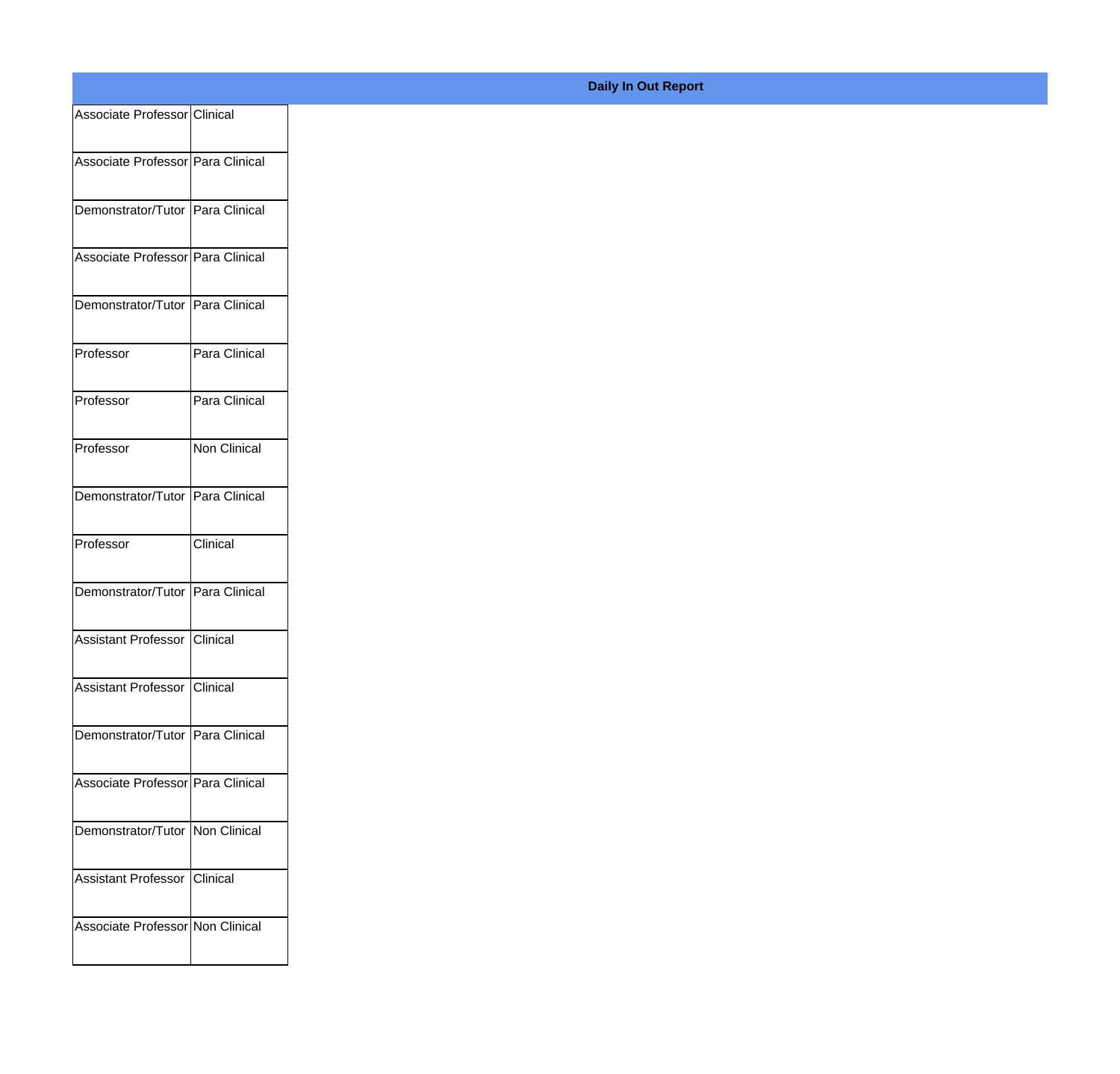**Daily In Out Report**

| | |
|---|---|
| Associate Professor | Clinical |
| Associate Professor | Para Clinical |
| Demonstrator/Tutor | Para Clinical |
| Associate Professor | Para Clinical |
| Demonstrator/Tutor | Para Clinical |
| Professor | Para Clinical |
| Professor | Para Clinical |
| Professor | Non Clinical |
| Demonstrator/Tutor | Para Clinical |
| Professor | Clinical |
| Demonstrator/Tutor | Para Clinical |
| Assistant Professor | Clinical |
| Assistant Professor | Clinical |
| Demonstrator/Tutor | Para Clinical |
| Associate Professor | Para Clinical |
| Demonstrator/Tutor | Non Clinical |
| Assistant Professor | Clinical |
| Associate Professor | Non Clinical |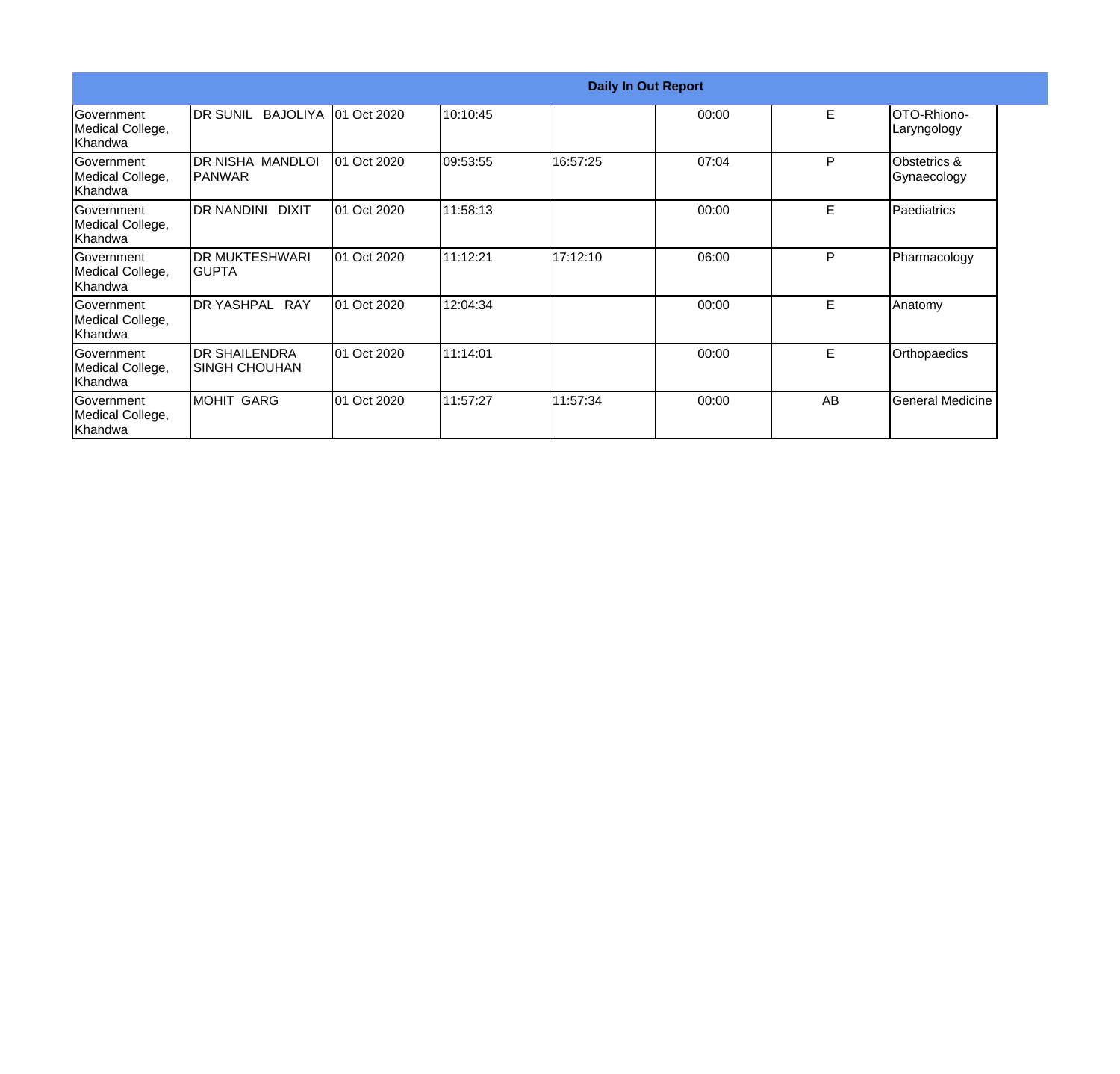| Daily In Out Report | | | | | | | |
|---|---|---|---|---|---|---|---|
| Government Medical College, Khandwa | DR SUNIL BAJOLIYA | 01 Oct 2020 | 10:10:45 | | 00:00 | E | OTO-Rhiono-Laryngology |
| Government Medical College, Khandwa | DR NISHA MANDLOI PANWAR | 01 Oct 2020 | 09:53:55 | 16:57:25 | 07:04 | P | Obstetrics & Gynaecology |
| Government Medical College, Khandwa | DR NANDINI DIXIT | 01 Oct 2020 | 11:58:13 | | 00:00 | E | Paediatrics |
| Government Medical College, Khandwa | DR MUKTESHWARI GUPTA | 01 Oct 2020 | 11:12:21 | 17:12:10 | 06:00 | P | Pharmacology |
| Government Medical College, Khandwa | DR YASHPAL RAY | 01 Oct 2020 | 12:04:34 | | 00:00 | E | Anatomy |
| Government Medical College, Khandwa | DR SHAILENDRA SINGH CHOUHAN | 01 Oct 2020 | 11:14:01 | | 00:00 | E | Orthopaedics |
| Government Medical College, Khandwa | MOHIT GARG | 01 Oct 2020 | 11:57:27 | 11:57:34 | 00:00 | AB | General Medicine |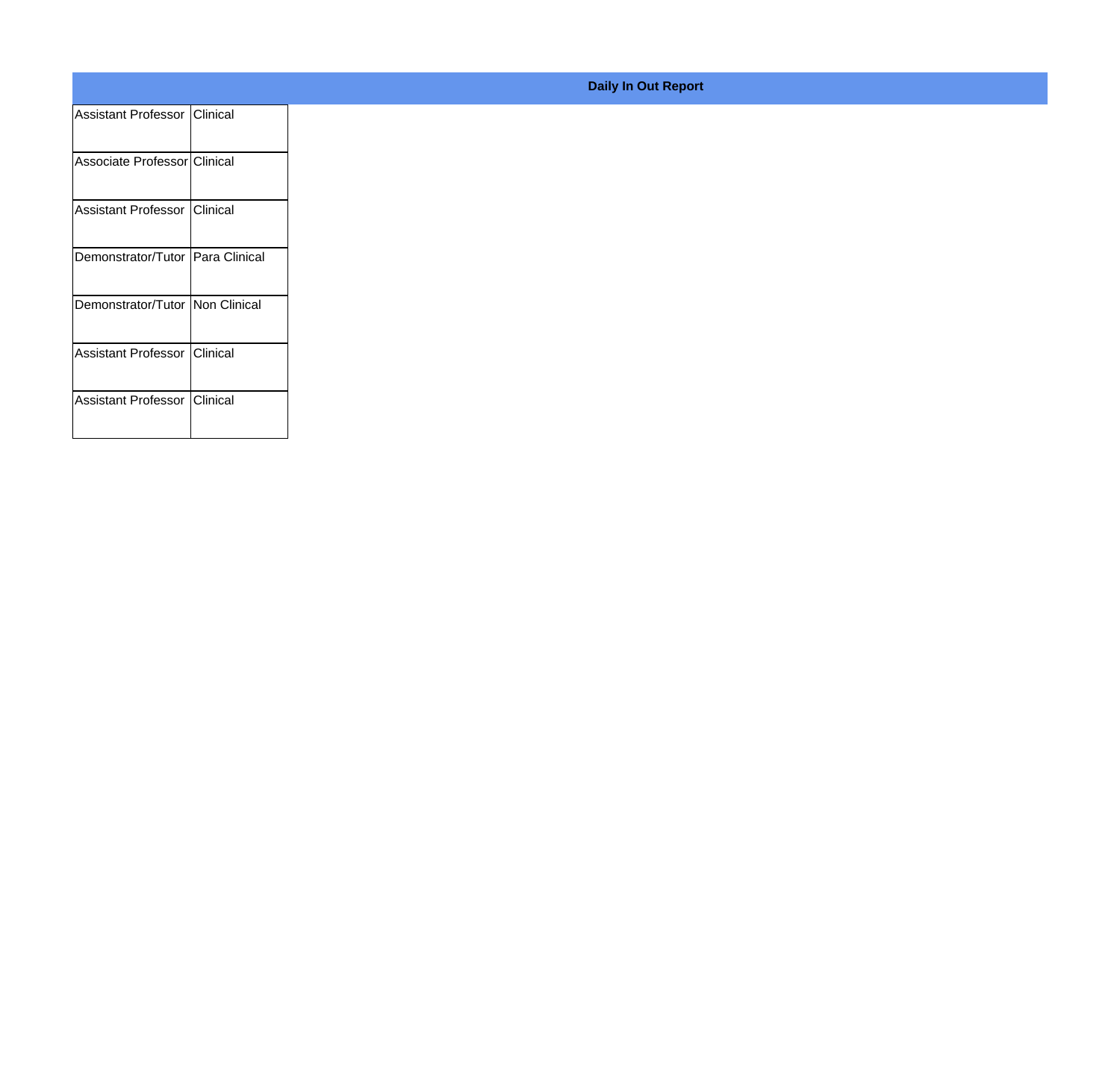**Daily In Out Report**

| | |
|---|---|
| Assistant Professor | Clinical |
| Associate Professor | Clinical |
| Assistant Professor | Clinical |
| Demonstrator/Tutor | Para Clinical |
| Demonstrator/Tutor | Non Clinical |
| Assistant Professor | Clinical |
| Assistant Professor | Clinical |